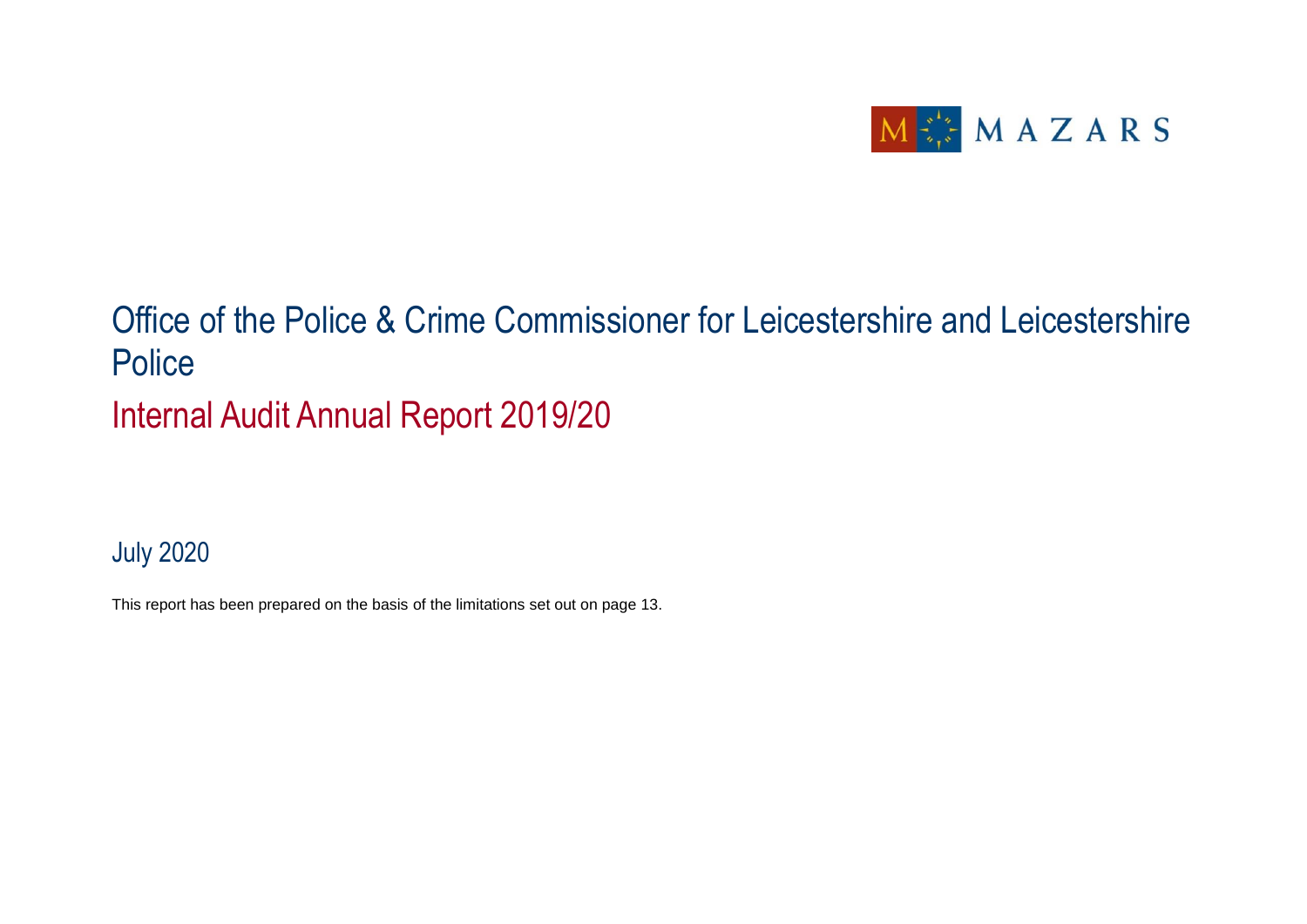MAZARS

# Office of the Police & Crime Commissioner for Leicestershire and Leicestershire Police

## Internal Audit Annual Report 2019/20

July 2020

This report has been prepared on the basis of the limitations set out on page 13.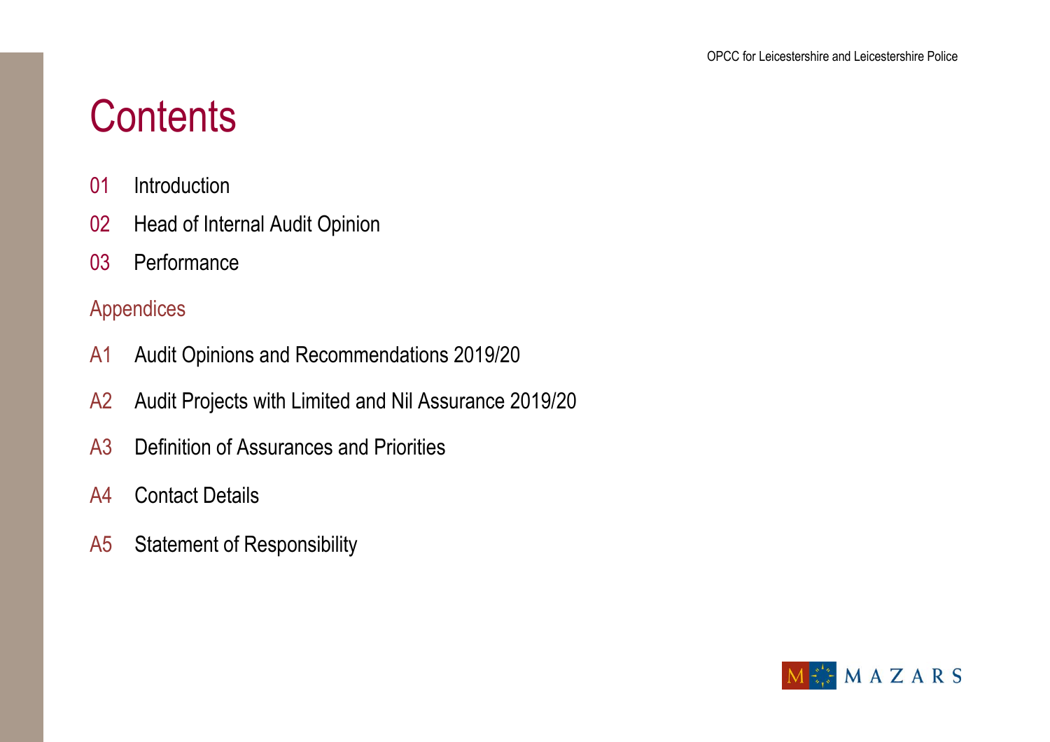# Contents

01 Introduction

02 Head of Internal Audit Opinion

03 Performance

## Appendices

A1 Audit Opinions and Recommendations 2019/20

A2 Audit Projects with Limited and Nil Assurance 2019/20

A3 Definition of Assurances and Priorities

A4 Contact Details

A5 Statement of Responsibility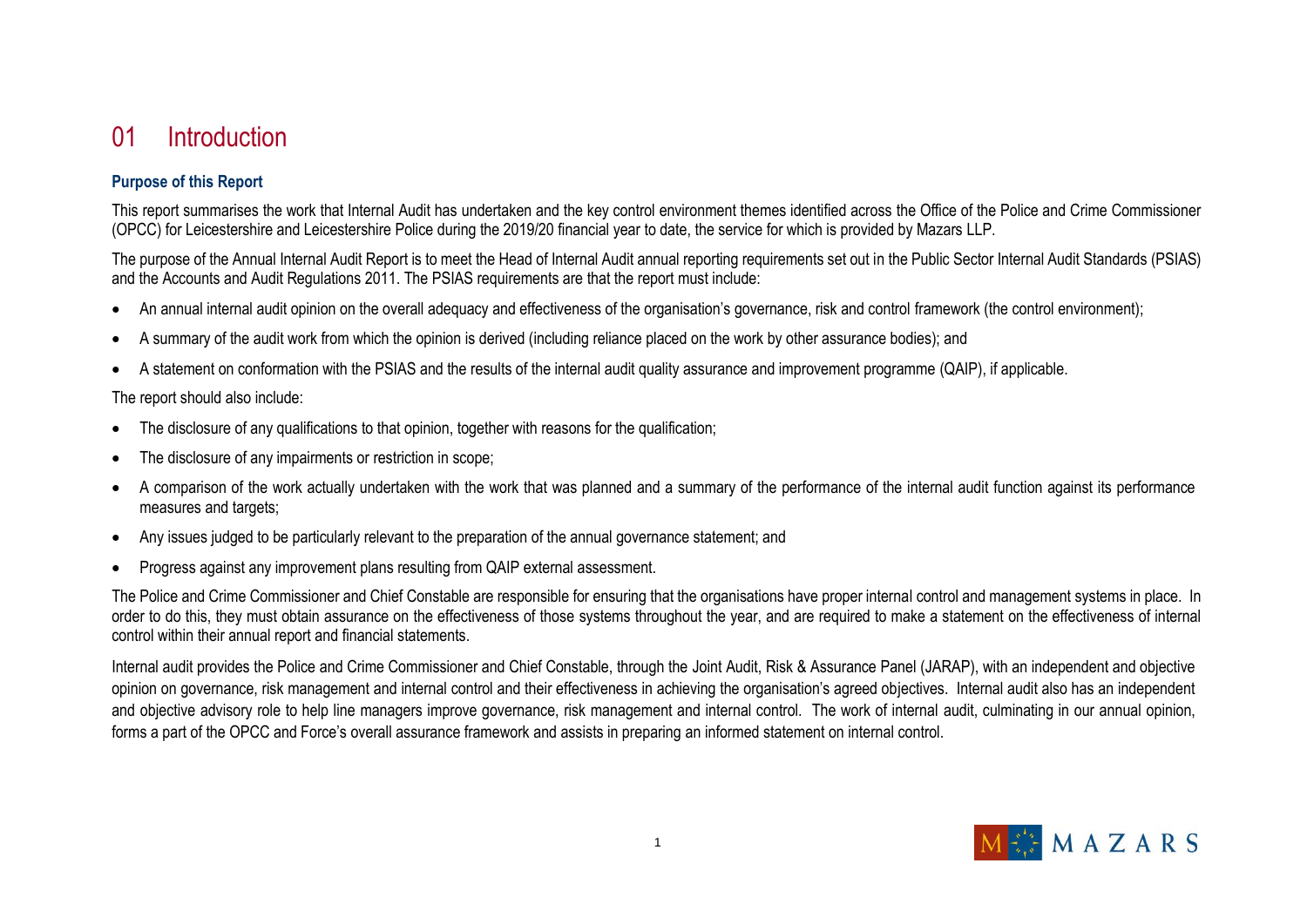# 01 Introduction

### Purpose of this Report

This report summarises the work that Internal Audit has undertaken and the key control environment themes identified across the Office of the Police and Crime Commissioner (OPCC) for Leicestershire and Leicestershire Police during the 2019/20 financial year to date, the service for which is provided by Mazars LLP.

The purpose of the Annual Internal Audit Report is to meet the Head of Internal Audit annual reporting requirements set out in the Public Sector Internal Audit Standards (PSIAS) and the Accounts and Audit Regulations 2011. The PSIAS requirements are that the report must include:

- An annual internal audit opinion on the overall adequacy and effectiveness of the organisation's governance, risk and control framework (the control environment);
- A summary of the audit work from which the opinion is derived (including reliance placed on the work by other assurance bodies); and
- A statement on conformation with the PSIAS and the results of the internal audit quality assurance and improvement programme (QAIP), if applicable.

The report should also include:

- The disclosure of any qualifications to that opinion, together with reasons for the qualification;
- The disclosure of any impairments or restriction in scope;
- A comparison of the work actually undertaken with the work that was planned and a summary of the performance of the internal audit function against its performance measures and targets;
- Any issues judged to be particularly relevant to the preparation of the annual governance statement; and
- Progress against any improvement plans resulting from QAIP external assessment.

The Police and Crime Commissioner and Chief Constable are responsible for ensuring that the organisations have proper internal control and management systems in place. In order to do this, they must obtain assurance on the effectiveness of those systems throughout the year, and are required to make a statement on the effectiveness of internal control within their annual report and financial statements.

Internal audit provides the Police and Crime Commissioner and Chief Constable, through the Joint Audit, Risk & Assurance Panel (JARAP), with an independent and objective opinion on governance, risk management and internal control and their effectiveness in achieving the organisation's agreed objectives. Internal audit also has an independent and objective advisory role to help line managers improve governance, risk management and internal control. The work of internal audit, culminating in our annual opinion, forms a part of the OPCC and Force's overall assurance framework and assists in preparing an informed statement on internal control.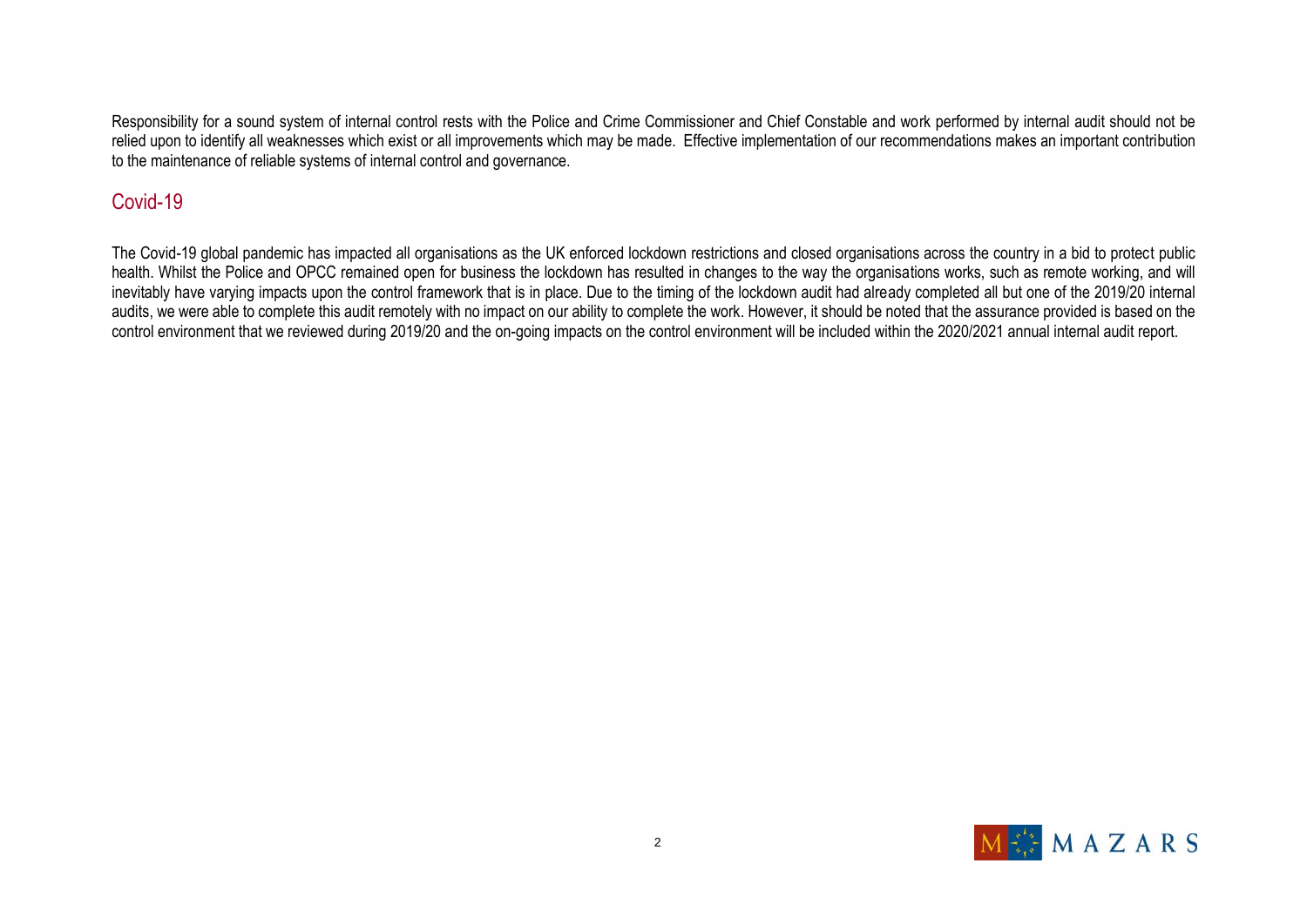Responsibility for a sound system of internal control rests with the Police and Crime Commissioner and Chief Constable and work performed by internal audit should not be relied upon to identify all weaknesses which exist or all improvements which may be made. Effective implementation of our recommendations makes an important contribution to the maintenance of reliable systems of internal control and governance.

## Covid-19

The Covid-19 global pandemic has impacted all organisations as the UK enforced lockdown restrictions and closed organisations across the country in a bid to protect public health. Whilst the Police and OPCC remained open for business the lockdown has resulted in changes to the way the organisations works, such as remote working, and will inevitably have varying impacts upon the control framework that is in place. Due to the timing of the lockdown audit had already completed all but one of the 2019/20 internal audits, we were able to complete this audit remotely with no impact on our ability to complete the work. However, it should be noted that the assurance provided is based on the control environment that we reviewed during 2019/20 and the on-going impacts on the control environment will be included within the 2020/2021 annual internal audit report.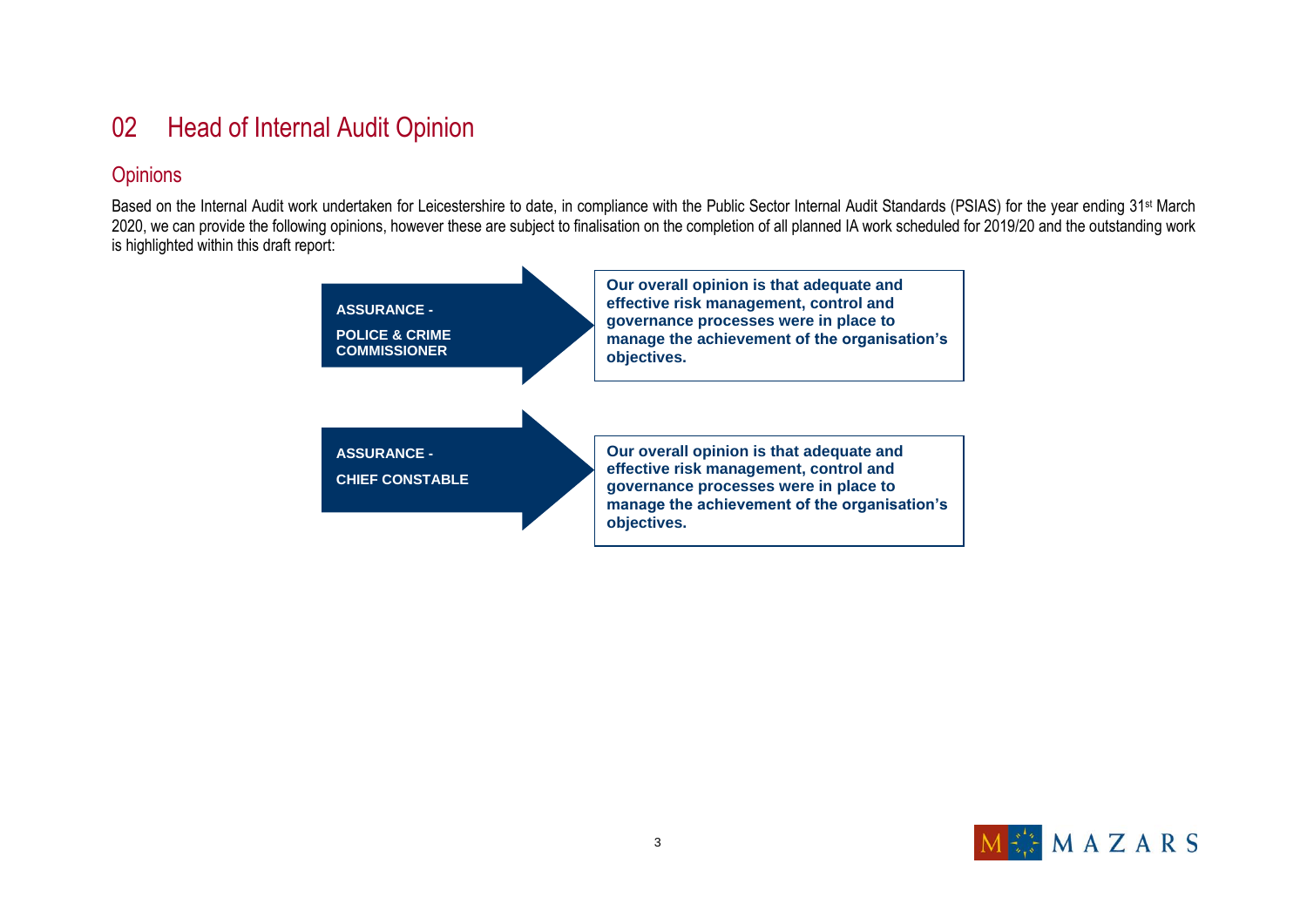# 02 Head of Internal Audit Opinion

## Opinions

Based on the Internal Audit work undertaken for Leicestershire to date, in compliance with the Public Sector Internal Audit Standards (PSIAS) for the year ending 31st March 2020, we can provide the following opinions, however these are subject to finalisation on the completion of all planned IA work scheduled for 2019/20 and the outstanding work is highlighted within this draft report:

| Assurance | Opinion |
| --- | --- |
| **ASSURANCE - POLICE & CRIME COMMISSIONER** | **Our overall opinion is that adequate and effective risk management, control and governance processes were in place to manage the achievement of the organisation's objectives.** |
| **ASSURANCE - CHIEF CONSTABLE** | **Our overall opinion is that adequate and effective risk management, control and governance processes were in place to manage the achievement of the organisation's objectives.** |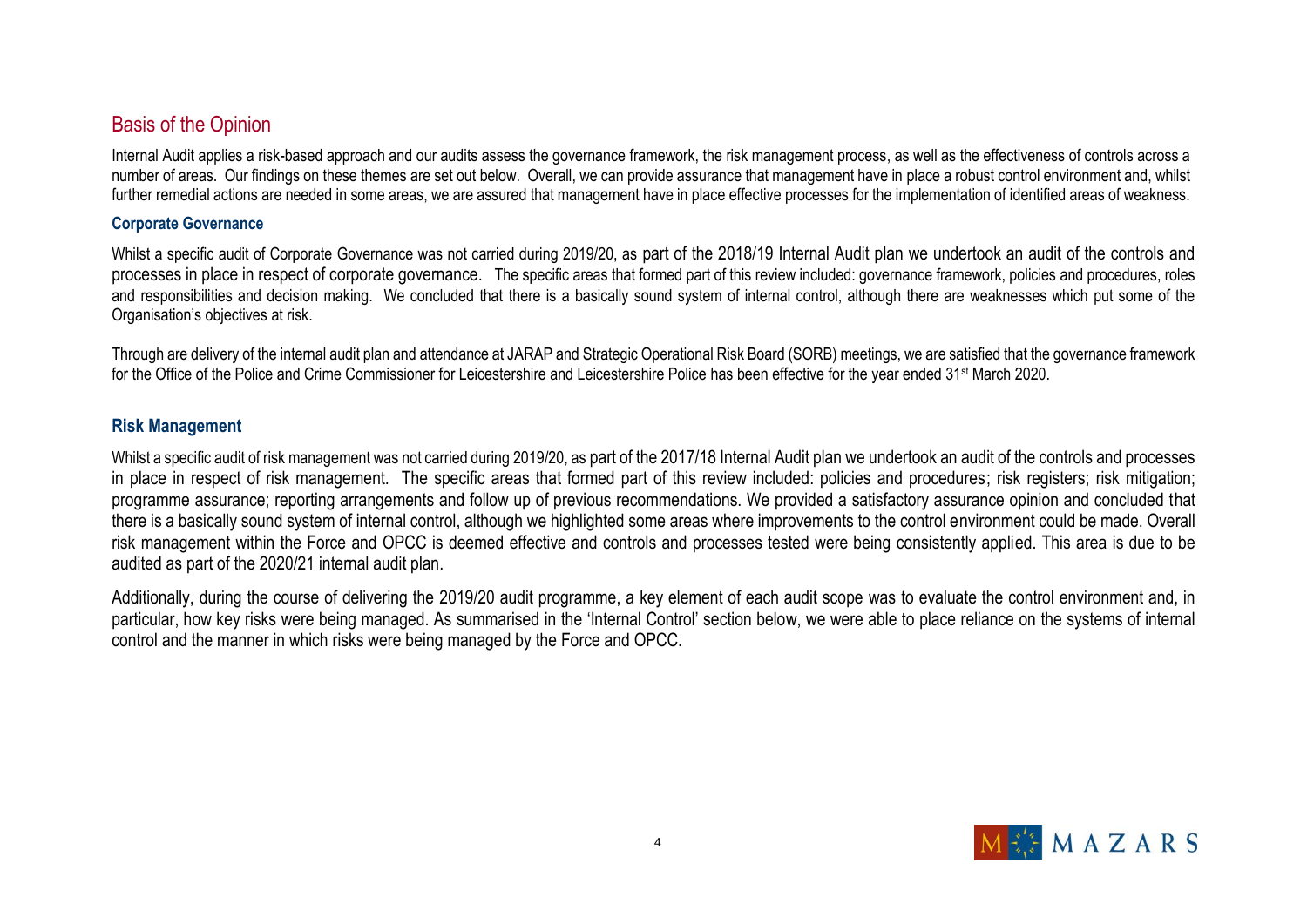## Basis of the Opinion

Internal Audit applies a risk-based approach and our audits assess the governance framework, the risk management process, as well as the effectiveness of controls across a number of areas. Our findings on these themes are set out below. Overall, we can provide assurance that management have in place a robust control environment and, whilst further remedial actions are needed in some areas, we are assured that management have in place effective processes for the implementation of identified areas of weakness.

### Corporate Governance

Whilst a specific audit of Corporate Governance was not carried during 2019/20, as part of the 2018/19 Internal Audit plan we undertook an audit of the controls and processes in place in respect of corporate governance. The specific areas that formed part of this review included: governance framework, policies and procedures, roles and responsibilities and decision making. We concluded that there is a basically sound system of internal control, although there are weaknesses which put some of the Organisation's objectives at risk.

Through are delivery of the internal audit plan and attendance at JARAP and Strategic Operational Risk Board (SORB) meetings, we are satisfied that the governance framework for the Office of the Police and Crime Commissioner for Leicestershire and Leicestershire Police has been effective for the year ended 31st March 2020.

### Risk Management

Whilst a specific audit of risk management was not carried during 2019/20, as part of the 2017/18 Internal Audit plan we undertook an audit of the controls and processes in place in respect of risk management. The specific areas that formed part of this review included: policies and procedures; risk registers; risk mitigation; programme assurance; reporting arrangements and follow up of previous recommendations. We provided a satisfactory assurance opinion and concluded that there is a basically sound system of internal control, although we highlighted some areas where improvements to the control environment could be made. Overall risk management within the Force and OPCC is deemed effective and controls and processes tested were being consistently applied. This area is due to be audited as part of the 2020/21 internal audit plan.

Additionally, during the course of delivering the 2019/20 audit programme, a key element of each audit scope was to evaluate the control environment and, in particular, how key risks were being managed. As summarised in the 'Internal Control' section below, we were able to place reliance on the systems of internal control and the manner in which risks were being managed by the Force and OPCC.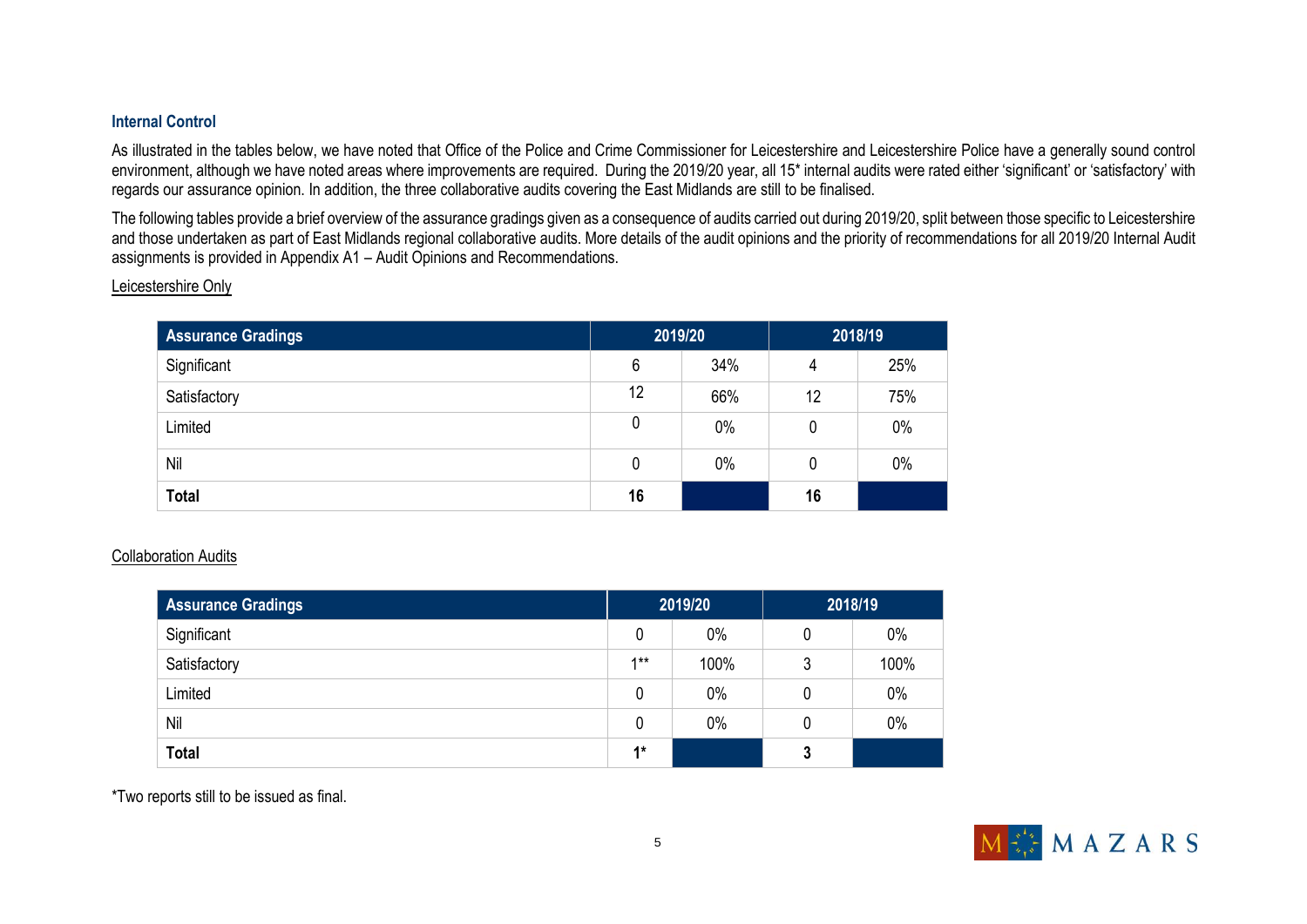### Internal Control

As illustrated in the tables below, we have noted that Office of the Police and Crime Commissioner for Leicestershire and Leicestershire Police have a generally sound control environment, although we have noted areas where improvements are required. During the 2019/20 year, all 15* internal audits were rated either 'significant' or 'satisfactory' with regards our assurance opinion. In addition, the three collaborative audits covering the East Midlands are still to be finalised.

The following tables provide a brief overview of the assurance gradings given as a consequence of audits carried out during 2019/20, split between those specific to Leicestershire and those undertaken as part of East Midlands regional collaborative audits. More details of the audit opinions and the priority of recommendations for all 2019/20 Internal Audit assignments is provided in Appendix A1 – Audit Opinions and Recommendations.

<u>Leicestershire Only</u>

| Assurance Gradings | 2019/20 | | 2018/19 | |
|---|---|---|---|---|
| Significant | 6 | 34% | 4 | 25% |
| Satisfactory | 12 | 66% | 12 | 75% |
| Limited | 0 | 0% | 0 | 0% |
| Nil | 0 | 0% | 0 | 0% |
| **Total** | **16** | | **16** | |

<u>Collaboration Audits</u>

| Assurance Gradings | 2019/20 | | 2018/19 | |
|---|---|---|---|---|
| Significant | 0 | 0% | 0 | 0% |
| Satisfactory | 1** | 100% | 3 | 100% |
| Limited | 0 | 0% | 0 | 0% |
| Nil | 0 | 0% | 0 | 0% |
| **Total** | **1*** | | **3** | |

*Two reports still to be issued as final.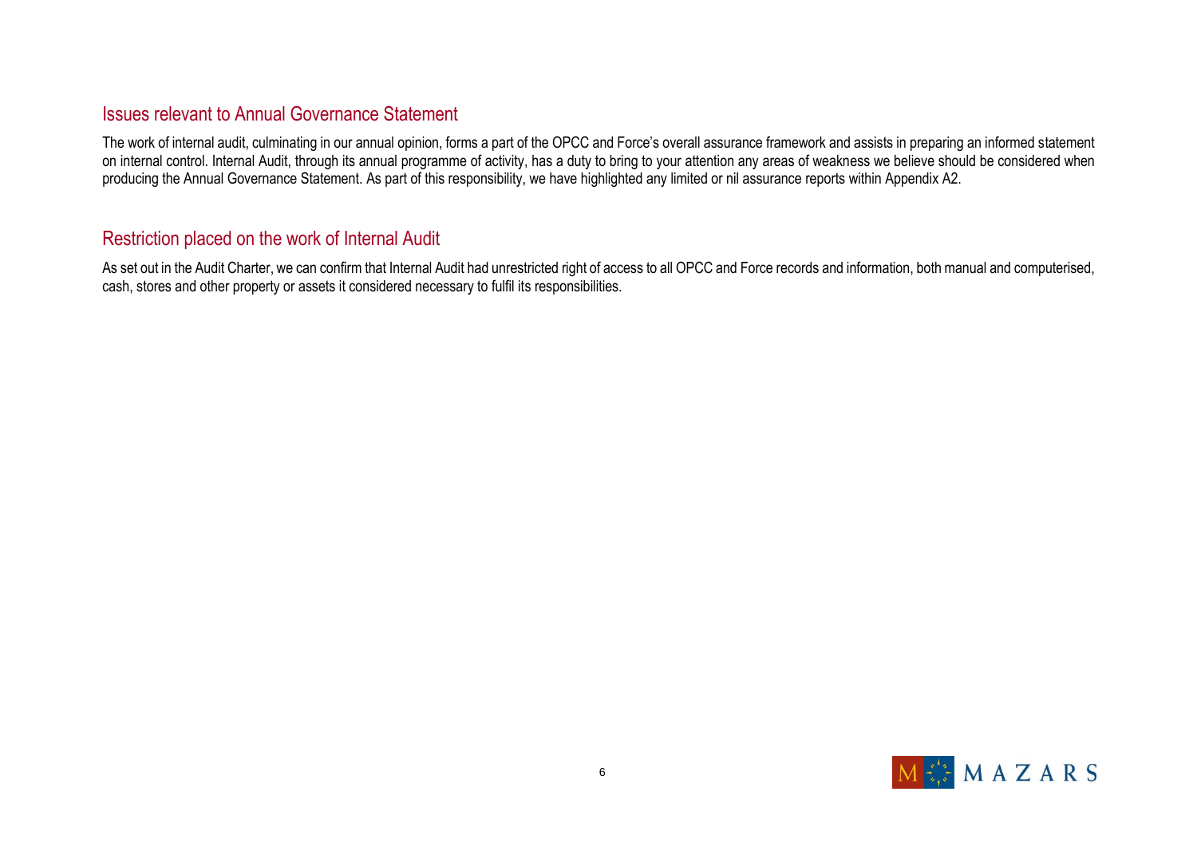## Issues relevant to Annual Governance Statement

The work of internal audit, culminating in our annual opinion, forms a part of the OPCC and Force's overall assurance framework and assists in preparing an informed statement on internal control. Internal Audit, through its annual programme of activity, has a duty to bring to your attention any areas of weakness we believe should be considered when producing the Annual Governance Statement. As part of this responsibility, we have highlighted any limited or nil assurance reports within Appendix A2.

## Restriction placed on the work of Internal Audit

As set out in the Audit Charter, we can confirm that Internal Audit had unrestricted right of access to all OPCC and Force records and information, both manual and computerised, cash, stores and other property or assets it considered necessary to fulfil its responsibilities.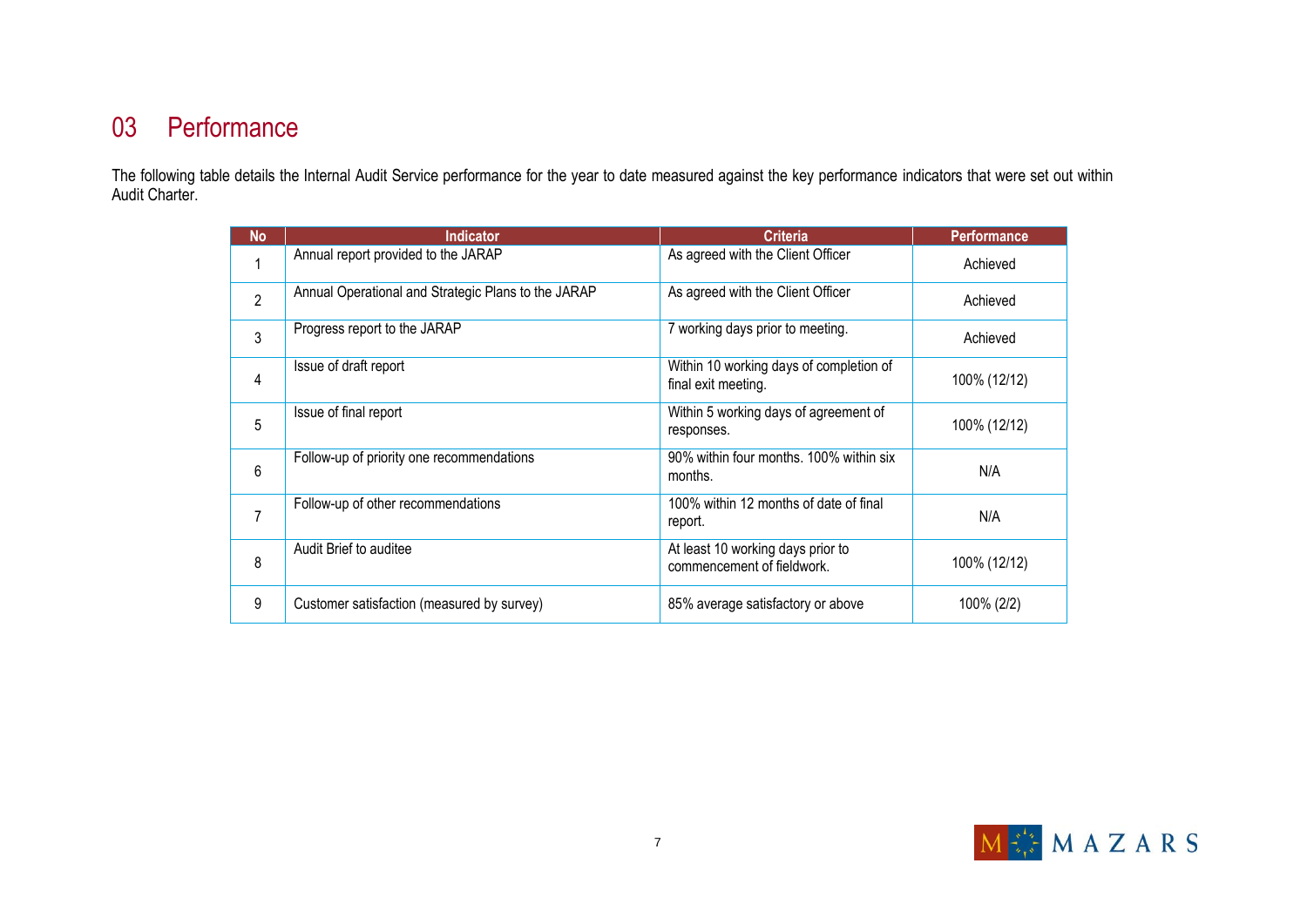## 03 Performance

The following table details the Internal Audit Service performance for the year to date measured against the key performance indicators that were set out within Audit Charter.

| No | Indicator | Criteria | Performance |
|---|---|---|---|
| 1 | Annual report provided to the JARAP | As agreed with the Client Officer | Achieved |
| 2 | Annual Operational and Strategic Plans to the JARAP | As agreed with the Client Officer | Achieved |
| 3 | Progress report to the JARAP | 7 working days prior to meeting. | Achieved |
| 4 | Issue of draft report | Within 10 working days of completion of final exit meeting. | 100% (12/12) |
| 5 | Issue of final report | Within 5 working days of agreement of responses. | 100% (12/12) |
| 6 | Follow-up of priority one recommendations | 90% within four months. 100% within six months. | N/A |
| 7 | Follow-up of other recommendations | 100% within 12 months of date of final report. | N/A |
| 8 | Audit Brief to auditee | At least 10 working days prior to commencement of fieldwork. | 100% (12/12) |
| 9 | Customer satisfaction (measured by survey) | 85% average satisfactory or above | 100% (2/2) |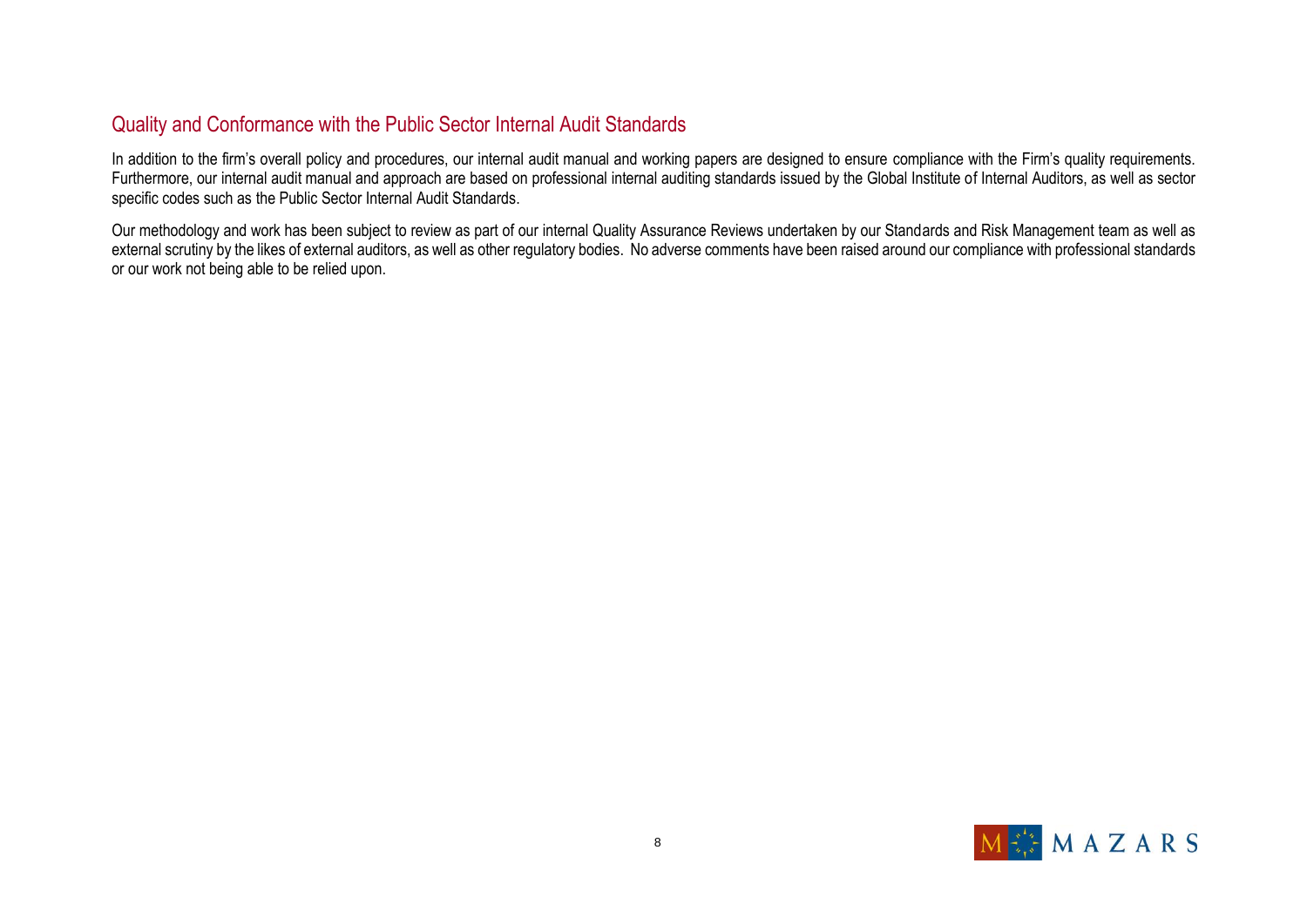## Quality and Conformance with the Public Sector Internal Audit Standards

In addition to the firm's overall policy and procedures, our internal audit manual and working papers are designed to ensure compliance with the Firm's quality requirements. Furthermore, our internal audit manual and approach are based on professional internal auditing standards issued by the Global Institute of Internal Auditors, as well as sector specific codes such as the Public Sector Internal Audit Standards.

Our methodology and work has been subject to review as part of our internal Quality Assurance Reviews undertaken by our Standards and Risk Management team as well as external scrutiny by the likes of external auditors, as well as other regulatory bodies. No adverse comments have been raised around our compliance with professional standards or our work not being able to be relied upon.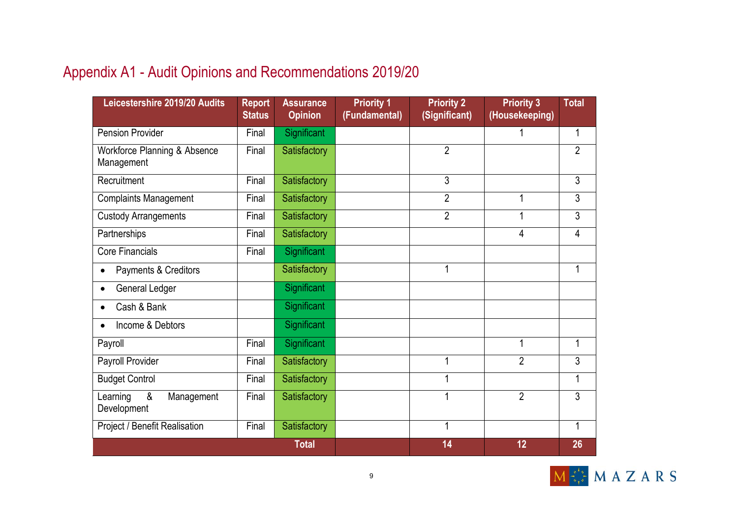# Appendix A1 - Audit Opinions and Recommendations 2019/20

| Leicestershire 2019/20 Audits | Report Status | Assurance Opinion | Priority 1 (Fundamental) | Priority 2 (Significant) | Priority 3 (Housekeeping) | Total |
|---|---|---|---|---|---|---|
| Pension Provider | Final | Significant | | | 1 | 1 |
| Workforce Planning & Absence Management | Final | Satisfactory | | 2 | | 2 |
| Recruitment | Final | Satisfactory | | 3 | | 3 |
| Complaints Management | Final | Satisfactory | | 2 | 1 | 3 |
| Custody Arrangements | Final | Satisfactory | | 2 | 1 | 3 |
| Partnerships | Final | Satisfactory | | | 4 | 4 |
| Core Financials | Final | Significant | | | | |
| • Payments & Creditors | | Satisfactory | | 1 | | 1 |
| • General Ledger | | Significant | | | | |
| • Cash & Bank | | Significant | | | | |
| • Income & Debtors | | Significant | | | | |
| Payroll | Final | Significant | | | 1 | 1 |
| Payroll Provider | Final | Satisfactory | | 1 | 2 | 3 |
| Budget Control | Final | Satisfactory | | 1 | | 1 |
| Learning & Management Development | Final | Satisfactory | | 1 | 2 | 3 |
| Project / Benefit Realisation | Final | Satisfactory | | 1 | | 1 |
| | | **Total** | | **14** | **12** | **26** |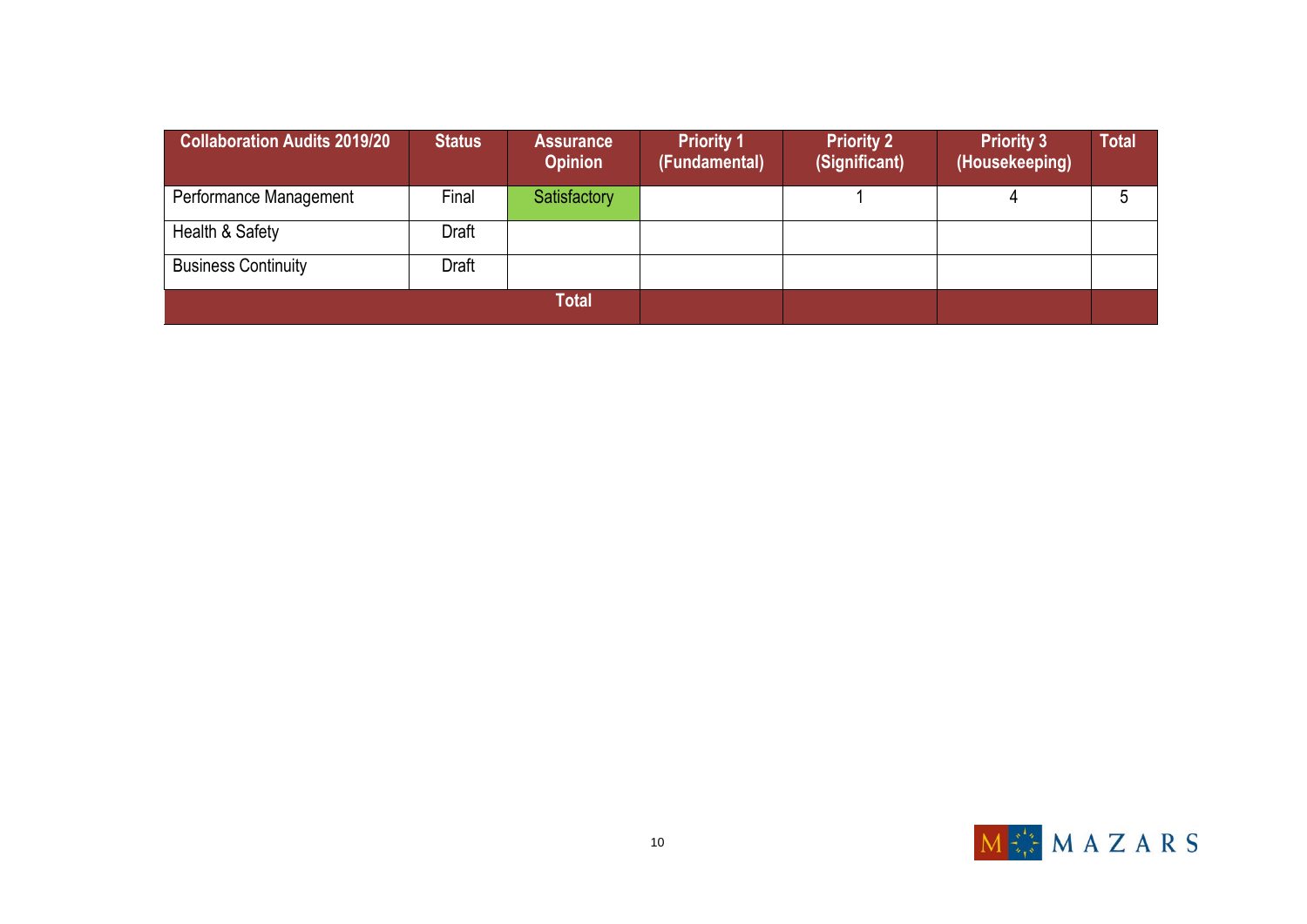| Collaboration Audits 2019/20 | Status | Assurance Opinion | Priority 1 (Fundamental) | Priority 2 (Significant) | Priority 3 (Housekeeping) | Total |
|---|---|---|---|---|---|---|
| Performance Management | Final | Satisfactory | | 1 | 4 | 5 |
| Health & Safety | Draft | | | | | |
| Business Continuity | Draft | | | | | |
| | | Total | | | | |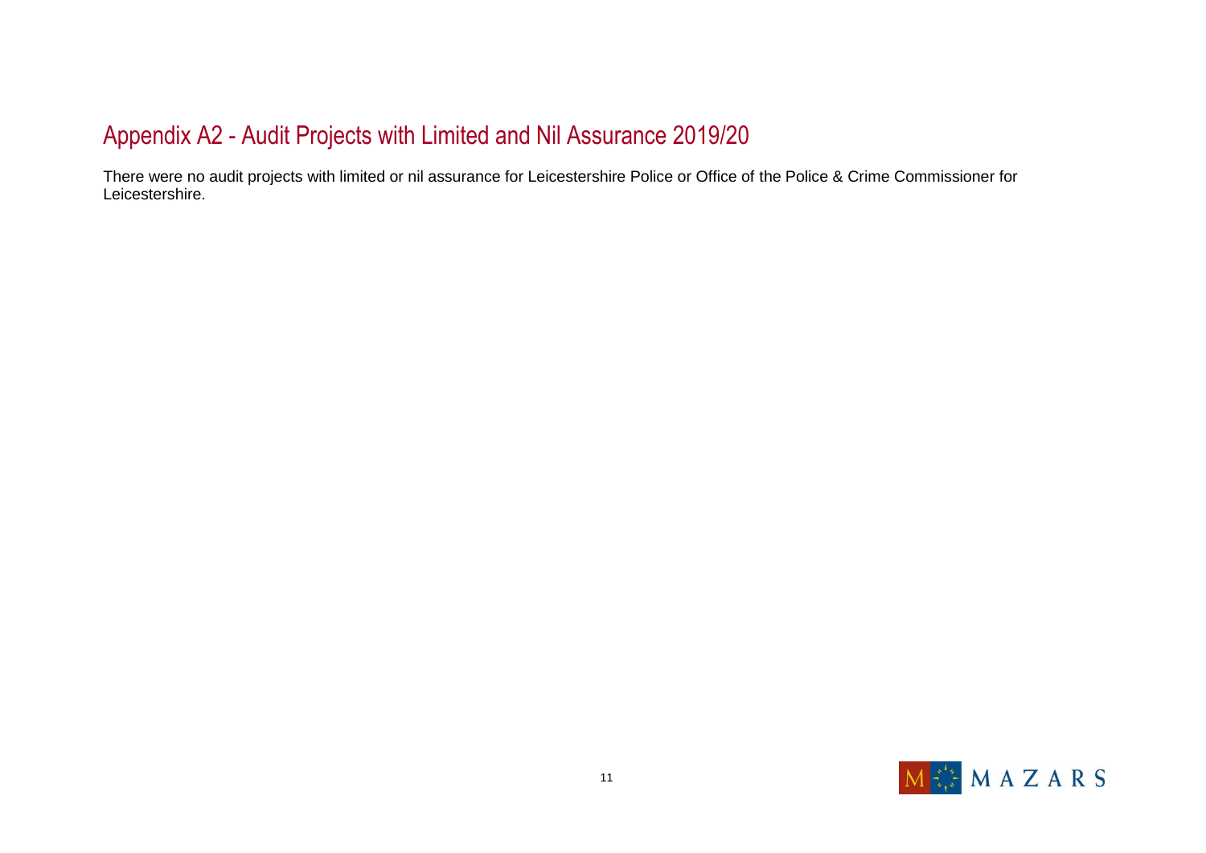## Appendix A2 - Audit Projects with Limited and Nil Assurance 2019/20

There were no audit projects with limited or nil assurance for Leicestershire Police or Office of the Police & Crime Commissioner for Leicestershire.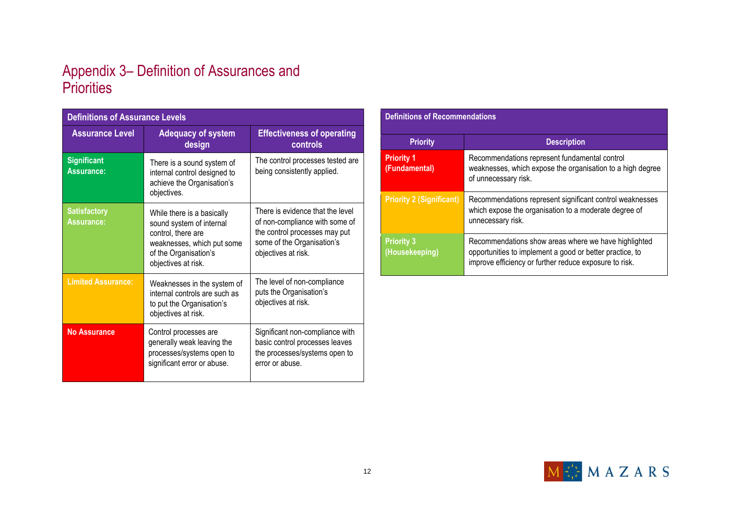# Appendix 3– Definition of Assurances and Priorities

| Definitions of Assurance Levels | | |
|---|---|---|
| **Assurance Level** | **Adequacy of system design** | **Effectiveness of operating controls** |
| **Significant Assurance:** | There is a sound system of internal control designed to achieve the Organisation's objectives. | The control processes tested are being consistently applied. |
| **Satisfactory Assurance:** | While there is a basically sound system of internal control, there are weaknesses, which put some of the Organisation's objectives at risk. | There is evidence that the level of non-compliance with some of the control processes may put some of the Organisation's objectives at risk. |
| **Limited Assurance:** | Weaknesses in the system of internal controls are such as to put the Organisation's objectives at risk. | The level of non-compliance puts the Organisation's objectives at risk. |
| **No Assurance** | Control processes are generally weak leaving the processes/systems open to significant error or abuse. | Significant non-compliance with basic control processes leaves the processes/systems open to error or abuse. |

| Definitions of Recommendations | |
|---|---|
| **Priority** | **Description** |
| **Priority 1 (Fundamental)** | Recommendations represent fundamental control weaknesses, which expose the organisation to a high degree of unnecessary risk. |
| **Priority 2 (Significant)** | Recommendations represent significant control weaknesses which expose the organisation to a moderate degree of unnecessary risk. |
| **Priority 3 (Housekeeping)** | Recommendations show areas where we have highlighted opportunities to implement a good or better practice, to improve efficiency or further reduce exposure to risk. |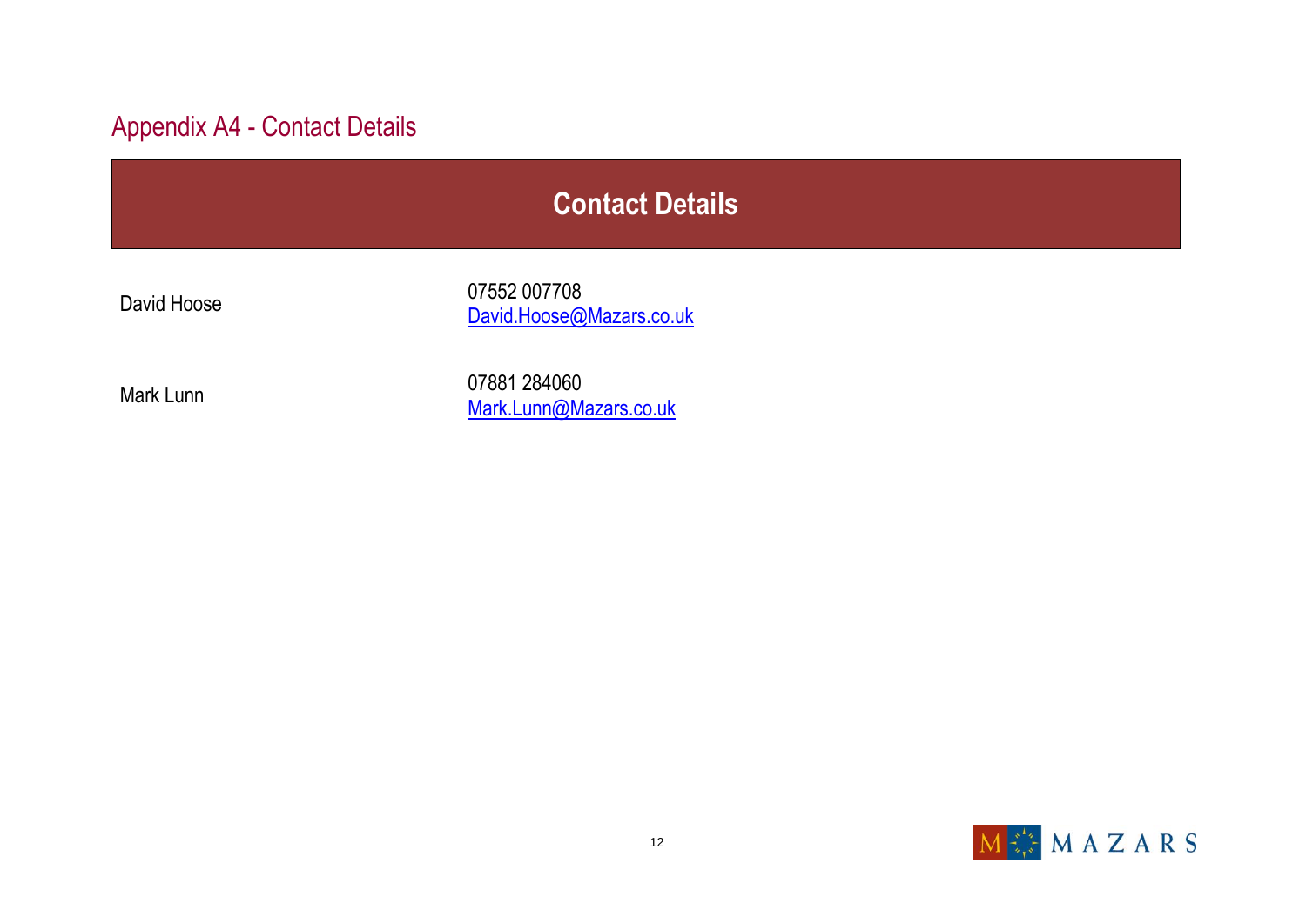## Appendix A4 - Contact Details

| Contact Details | |
|---|---|
| David Hoose | 07552 007708<br>David.Hoose@Mazars.co.uk |
| Mark Lunn | 07881 284060<br>Mark.Lunn@Mazars.co.uk |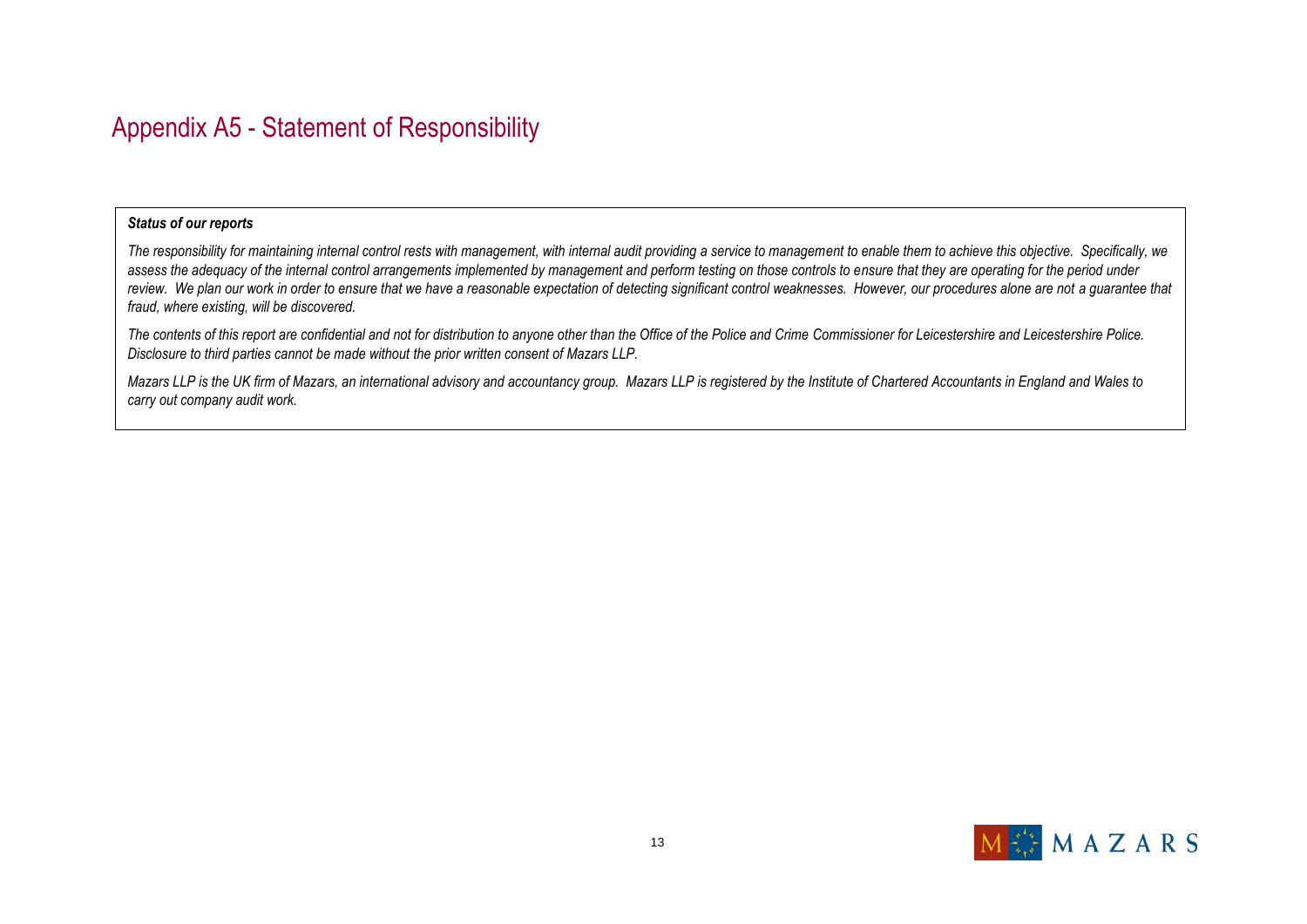# Appendix A5 - Statement of Responsibility

***Status of our reports***

*The responsibility for maintaining internal control rests with management, with internal audit providing a service to management to enable them to achieve this objective. Specifically, we assess the adequacy of the internal control arrangements implemented by management and perform testing on those controls to ensure that they are operating for the period under review. We plan our work in order to ensure that we have a reasonable expectation of detecting significant control weaknesses. However, our procedures alone are not a guarantee that fraud, where existing, will be discovered.*

*The contents of this report are confidential and not for distribution to anyone other than the Office of the Police and Crime Commissioner for Leicestershire and Leicestershire Police. Disclosure to third parties cannot be made without the prior written consent of Mazars LLP.*

*Mazars LLP is the UK firm of Mazars, an international advisory and accountancy group. Mazars LLP is registered by the Institute of Chartered Accountants in England and Wales to carry out company audit work.*